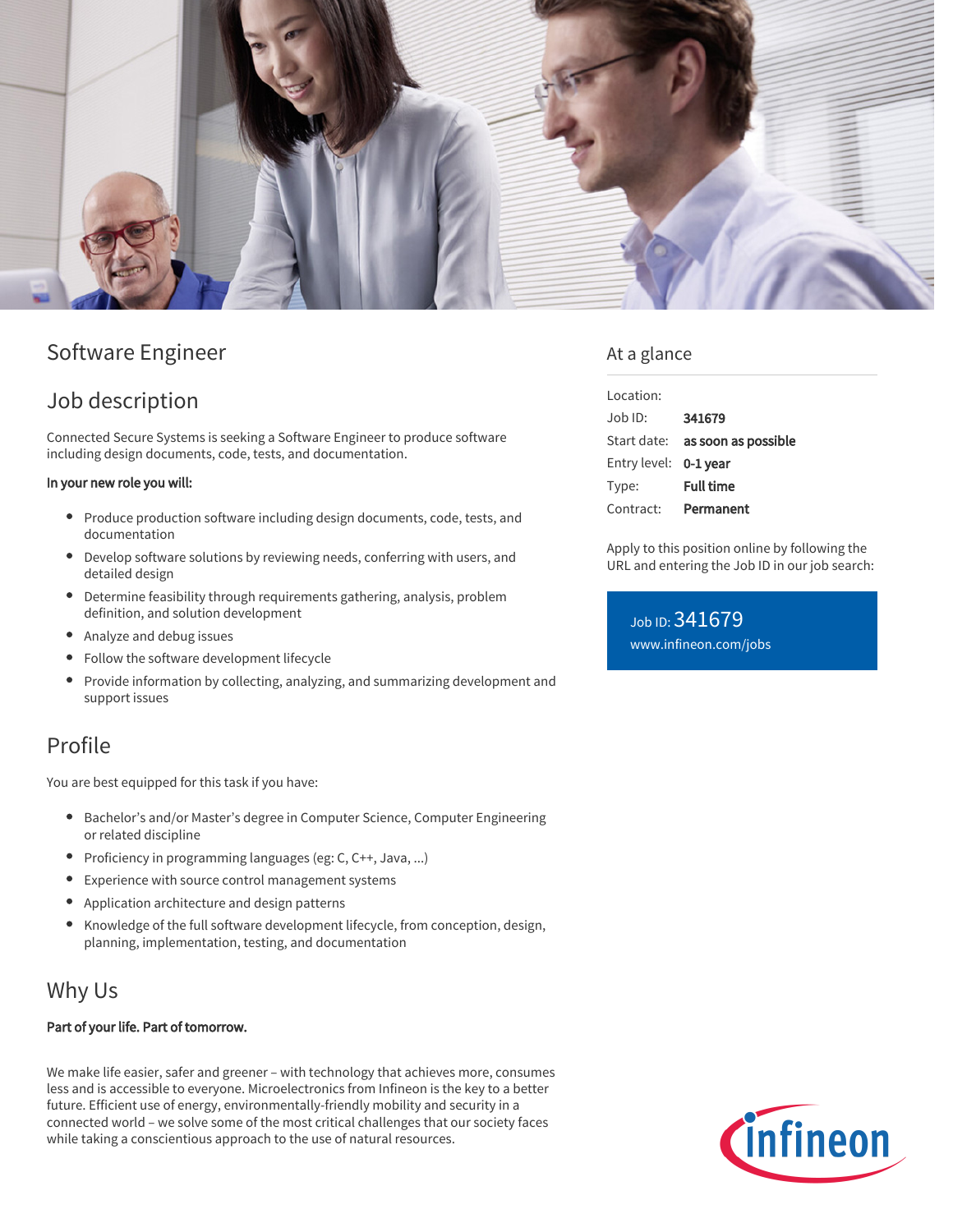# Software Engineer

## Job description

Connected Secure Systems is seeking a Software Engineer to produce software including design documents, code, tests, and documentation.

**In your new role you will:**

- Produce production software including design documents, code, tests, and documentation
- Develop software solutions by reviewing needs, conferring with users, and detailed design
- Determine feasibility through requirements gathering, analysis, problem definition, and solution development
- Analyze and debug issues
- Follow the software development lifecycle
- Provide information by collecting, analyzing, and summarizing development and support issues

## Profile

You are best equipped for this task if you have:

- Bachelor's and/or Master's degree in Computer Science, Computer Engineering or related discipline
- Proficiency in programming languages (eg: C, C++, Java, ...)
- Experience with source control management systems
- Application architecture and design patterns
- Knowledge of the full software development lifecycle, from conception, design, planning, implementation, testing, and documentation

## Why Us

**Part of your life. Part of tomorrow.**

We make life easier, safer and greener – with technology that achieves more, consumes less and is accessible to everyone. Microelectronics from Infineon is the key to a better future. Efficient use of energy, environmentally-friendly mobility and security in a connected world – we solve some of the most critical challenges that our society faces while taking a conscientious approach to the use of natural resources.

## At a glance

| | |
|---|---|
| Location: | |
| Job ID: | **341679** |
| Start date: | **as soon as possible** |
| Entry level: | **0-1 year** |
| Type: | **Full time** |
| Contract: | **Permanent** |

Apply to this position online by following the URL and entering the Job ID in our job search:

Job ID: 341679
www.infineon.com/jobs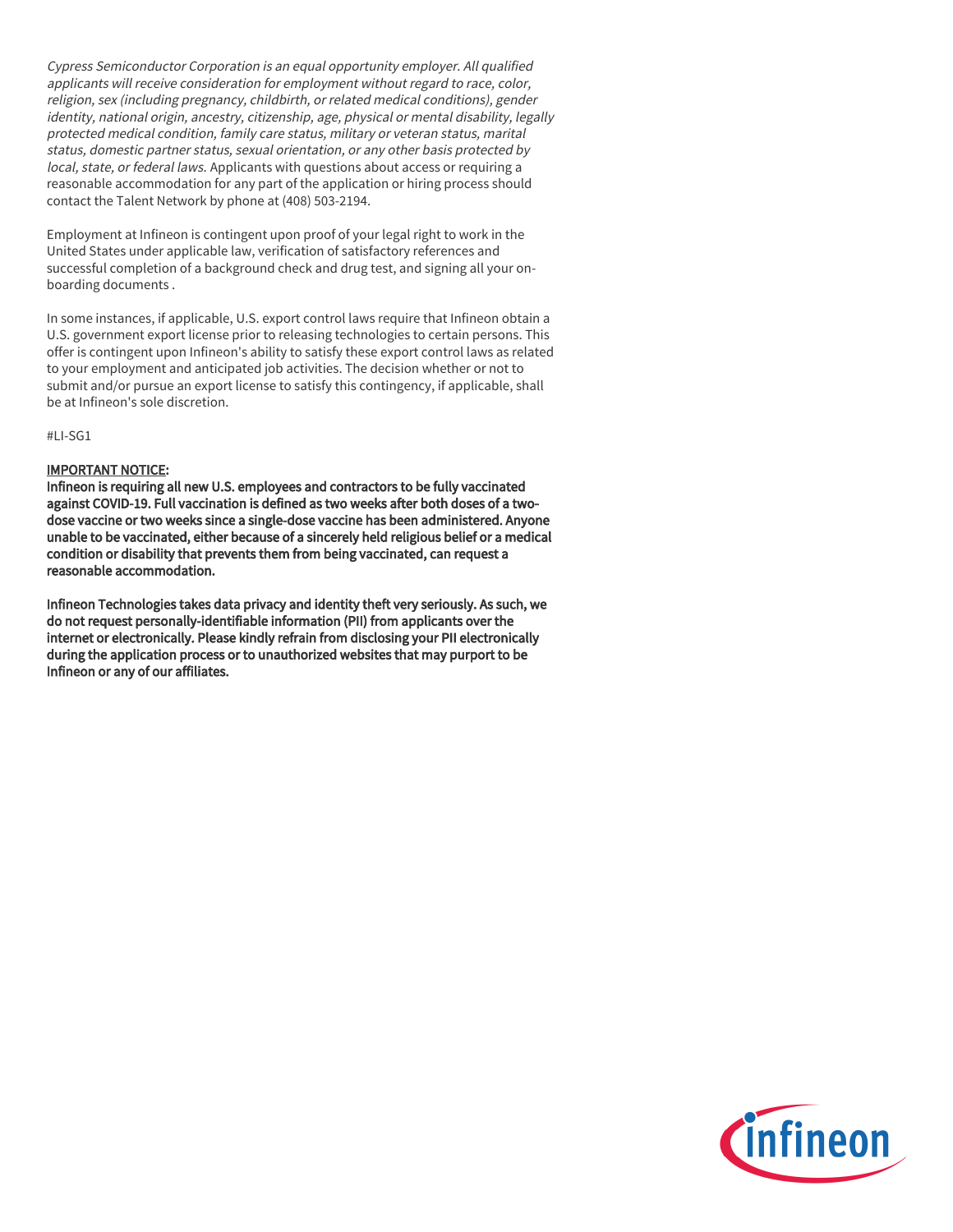*Cypress Semiconductor Corporation is an equal opportunity employer. All qualified applicants will receive consideration for employment without regard to race, color, religion, sex (including pregnancy, childbirth, or related medical conditions), gender identity, national origin, ancestry, citizenship, age, physical or mental disability, legally protected medical condition, family care status, military or veteran status, marital status, domestic partner status, sexual orientation, or any other basis protected by local, state, or federal laws.* Applicants with questions about access or requiring a reasonable accommodation for any part of the application or hiring process should contact the Talent Network by phone at (408) 503-2194.

Employment at Infineon is contingent upon proof of your legal right to work in the United States under applicable law, verification of satisfactory references and successful completion of a background check and drug test, and signing all your on-boarding documents .

In some instances, if applicable, U.S. export control laws require that Infineon obtain a U.S. government export license prior to releasing technologies to certain persons. This offer is contingent upon Infineon's ability to satisfy these export control laws as related to your employment and anticipated job activities. The decision whether or not to submit and/or pursue an export license to satisfy this contingency, if applicable, shall be at Infineon's sole discretion.

#LI-SG1

**<u>IMPORTANT NOTICE</u>:**
**Infineon is requiring all new U.S. employees and contractors to be fully vaccinated against COVID-19. Full vaccination is defined as two weeks after both doses of a two-dose vaccine or two weeks since a single-dose vaccine has been administered. Anyone unable to be vaccinated, either because of a sincerely held religious belief or a medical condition or disability that prevents them from being vaccinated, can request a reasonable accommodation.**

**Infineon Technologies takes data privacy and identity theft very seriously. As such, we do not request personally-identifiable information (PII) from applicants over the internet or electronically. Please kindly refrain from disclosing your PII electronically during the application process or to unauthorized websites that may purport to be Infineon or any of our affiliates.**